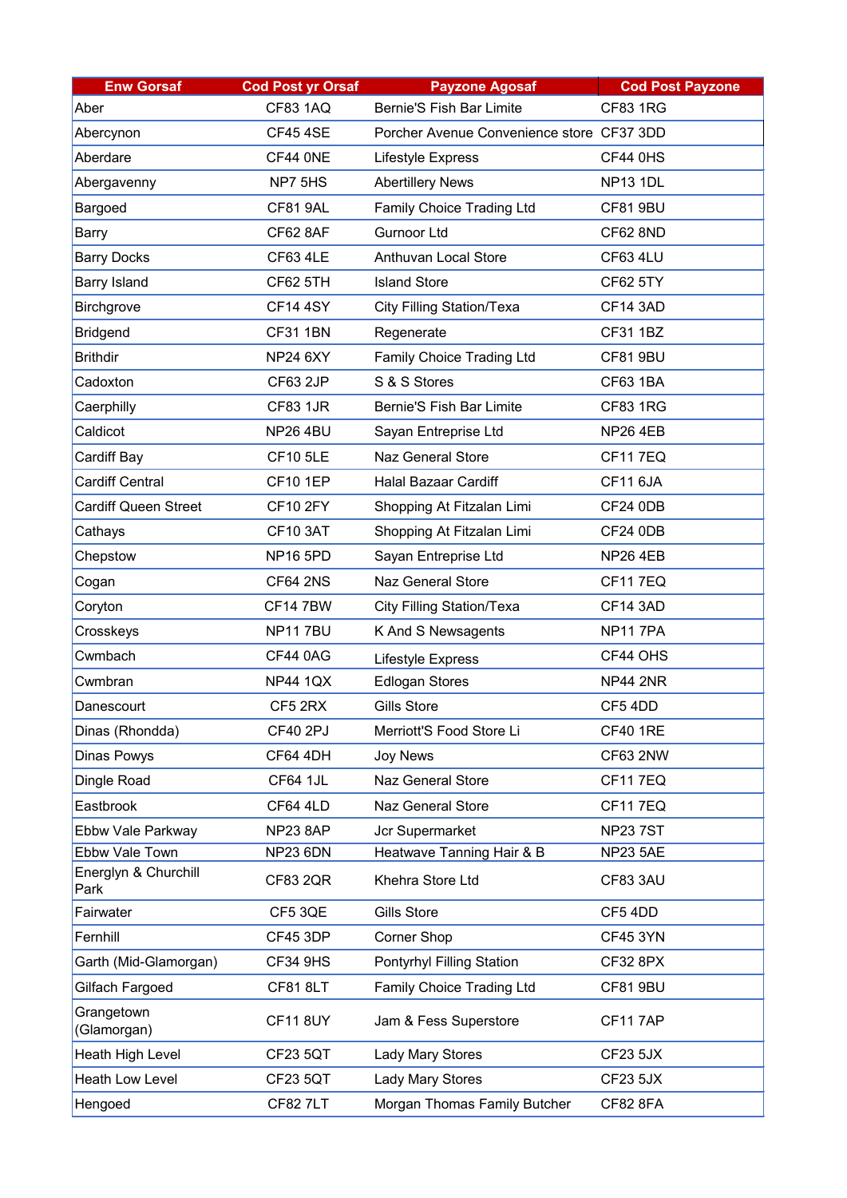| Enw Gorsaf | Cod Post yr Orsaf | Payzone Agosaf | Cod Post Payzone |
|---|---|---|---|
| Aber | CF83 1AQ | Bernie'S Fish Bar Limite | CF83 1RG |
| Abercynon | CF45 4SE | Porcher Avenue Convenience store | CF37 3DD |
| Aberdare | CF44 0NE | Lifestyle Express | CF44 0HS |
| Abergavenny | NP7 5HS | Abertillery News | NP13 1DL |
| Bargoed | CF81 9AL | Family Choice Trading Ltd | CF81 9BU |
| Barry | CF62 8AF | Gurnoor Ltd | CF62 8ND |
| Barry Docks | CF63 4LE | Anthuvan Local Store | CF63 4LU |
| Barry Island | CF62 5TH | Island Store | CF62 5TY |
| Birchgrove | CF14 4SY | City Filling Station/Texa | CF14 3AD |
| Bridgend | CF31 1BN | Regenerate | CF31 1BZ |
| Brithdir | NP24 6XY | Family Choice Trading Ltd | CF81 9BU |
| Cadoxton | CF63 2JP | S & S Stores | CF63 1BA |
| Caerphilly | CF83 1JR | Bernie'S Fish Bar Limite | CF83 1RG |
| Caldicot | NP26 4BU | Sayan Entreprise Ltd | NP26 4EB |
| Cardiff Bay | CF10 5LE | Naz General Store | CF11 7EQ |
| Cardiff Central | CF10 1EP | Halal Bazaar Cardiff | CF11 6JA |
| Cardiff Queen Street | CF10 2FY | Shopping At Fitzalan Limi | CF24 0DB |
| Cathays | CF10 3AT | Shopping At Fitzalan Limi | CF24 0DB |
| Chepstow | NP16 5PD | Sayan Entreprise Ltd | NP26 4EB |
| Cogan | CF64 2NS | Naz General Store | CF11 7EQ |
| Coryton | CF14 7BW | City Filling Station/Texa | CF14 3AD |
| Crosskeys | NP11 7BU | K And S Newsagents | NP11 7PA |
| Cwmbach | CF44 0AG | Lifestyle Express | CF44 OHS |
| Cwmbran | NP44 1QX | Edlogan Stores | NP44 2NR |
| Danescourt | CF5 2RX | Gills Store | CF5 4DD |
| Dinas (Rhondda) | CF40 2PJ | Merriott'S Food Store Li | CF40 1RE |
| Dinas Powys | CF64 4DH | Joy News | CF63 2NW |
| Dingle Road | CF64 1JL | Naz General Store | CF11 7EQ |
| Eastbrook | CF64 4LD | Naz General Store | CF11 7EQ |
| Ebbw Vale Parkway | NP23 8AP | Jcr Supermarket | NP23 7ST |
| Ebbw Vale Town | NP23 6DN | Heatwave Tanning Hair & B | NP23 5AE |
| Energlyn & Churchill Park | CF83 2QR | Khehra Store Ltd | CF83 3AU |
| Fairwater | CF5 3QE | Gills Store | CF5 4DD |
| Fernhill | CF45 3DP | Corner Shop | CF45 3YN |
| Garth (Mid-Glamorgan) | CF34 9HS | Pontyrhyl Filling Station | CF32 8PX |
| Gilfach Fargoed | CF81 8LT | Family Choice Trading Ltd | CF81 9BU |
| Grangetown (Glamorgan) | CF11 8UY | Jam & Fess Superstore | CF11 7AP |
| Heath High Level | CF23 5QT | Lady Mary Stores | CF23 5JX |
| Heath Low Level | CF23 5QT | Lady Mary Stores | CF23 5JX |
| Hengoed | CF82 7LT | Morgan Thomas Family Butcher | CF82 8FA |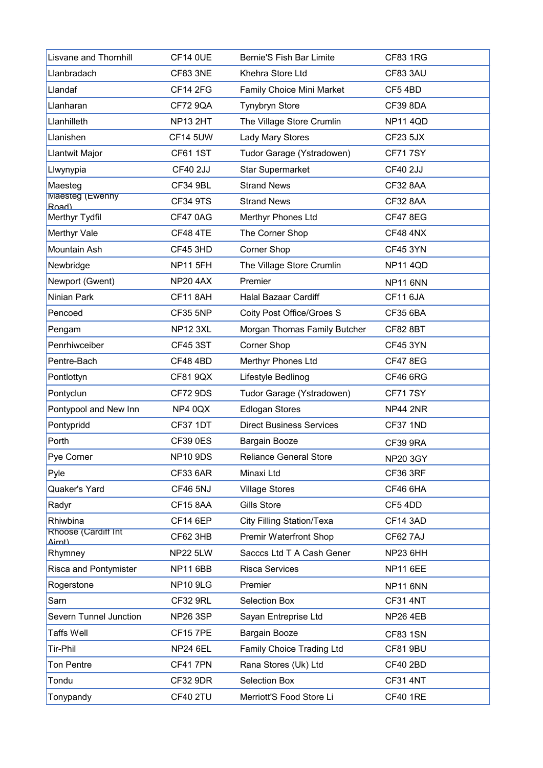| Lisvane and Thornhill | CF14 0UE | Bernie'S Fish Bar Limite | CF83 1RG |
|---|---|---|---|
| Llanbradach | CF83 3NE | Khehra Store Ltd | CF83 3AU |
| Llandaf | CF14 2FG | Family Choice Mini Market | CF5 4BD |
| Llanharan | CF72 9QA | Tynybryn Store | CF39 8DA |
| Llanhilleth | NP13 2HT | The Village Store Crumlin | NP11 4QD |
| Llanishen | CF14 5UW | Lady Mary Stores | CF23 5JX |
| Llantwit Major | CF61 1ST | Tudor Garage (Ystradowen) | CF71 7SY |
| Llwynypia | CF40 2JJ | Star Supermarket | CF40 2JJ |
| Maesteg | CF34 9BL | Strand News | CF32 8AA |
| Maesteg (Ewenny Road) | CF34 9TS | Strand News | CF32 8AA |
| Merthyr Tydfil | CF47 0AG | Merthyr Phones Ltd | CF47 8EG |
| Merthyr Vale | CF48 4TE | The Corner Shop | CF48 4NX |
| Mountain Ash | CF45 3HD | Corner Shop | CF45 3YN |
| Newbridge | NP11 5FH | The Village Store Crumlin | NP11 4QD |
| Newport (Gwent) | NP20 4AX | Premier | NP11 6NN |
| Ninian Park | CF11 8AH | Halal Bazaar Cardiff | CF11 6JA |
| Pencoed | CF35 5NP | Coity Post Office/Groes S | CF35 6BA |
| Pengam | NP12 3XL | Morgan Thomas Family Butcher | CF82 8BT |
| Penrhiwceiber | CF45 3ST | Corner Shop | CF45 3YN |
| Pentre-Bach | CF48 4BD | Merthyr Phones Ltd | CF47 8EG |
| Pontlottyn | CF81 9QX | Lifestyle Bedlinog | CF46 6RG |
| Pontyclun | CF72 9DS | Tudor Garage (Ystradowen) | CF71 7SY |
| Pontypool and New Inn | NP4 0QX | Edlogan Stores | NP44 2NR |
| Pontypridd | CF37 1DT | Direct Business Services | CF37 1ND |
| Porth | CF39 0ES | Bargain Booze | CF39 9RA |
| Pye Corner | NP10 9DS | Reliance General Store | NP20 3GY |
| Pyle | CF33 6AR | Minaxi Ltd | CF36 3RF |
| Quaker's Yard | CF46 5NJ | Village Stores | CF46 6HA |
| Radyr | CF15 8AA | Gills Store | CF5 4DD |
| Rhiwbina | CF14 6EP | City Filling Station/Texa | CF14 3AD |
| Rhoose (Cardiff Int Airpt) | CF62 3HB | Premir Waterfront Shop | CF62 7AJ |
| Rhymney | NP22 5LW | Sacccs Ltd T A Cash Gener | NP23 6HH |
| Risca and Pontymister | NP11 6BB | Risca Services | NP11 6EE |
| Rogerstone | NP10 9LG | Premier | NP11 6NN |
| Sarn | CF32 9RL | Selection Box | CF31 4NT |
| Severn Tunnel Junction | NP26 3SP | Sayan Entreprise Ltd | NP26 4EB |
| Taffs Well | CF15 7PE | Bargain Booze | CF83 1SN |
| Tir-Phil | NP24 6EL | Family Choice Trading Ltd | CF81 9BU |
| Ton Pentre | CF41 7PN | Rana Stores (Uk) Ltd | CF40 2BD |
| Tondu | CF32 9DR | Selection Box | CF31 4NT |
| Tonypandy | CF40 2TU | Merriott'S Food Store Li | CF40 1RE |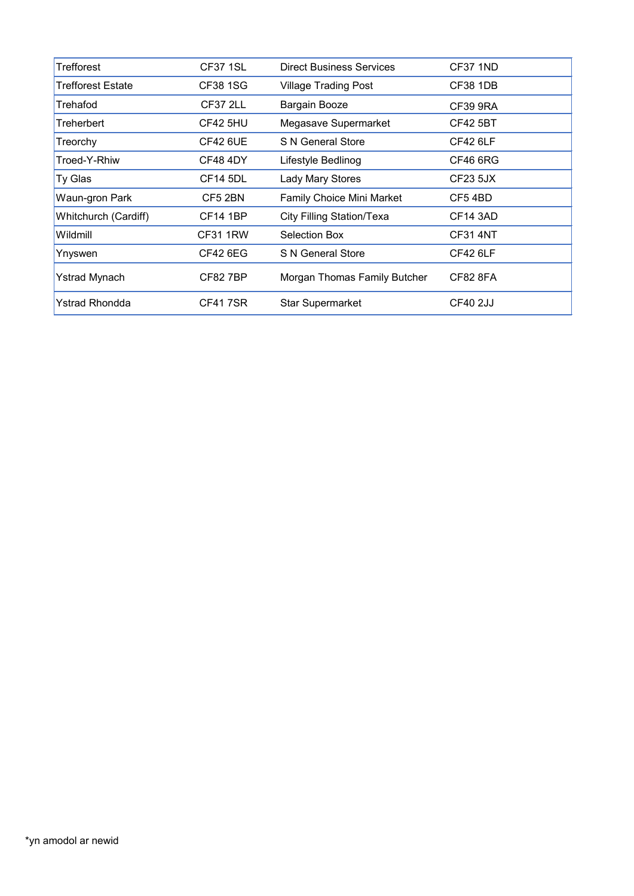| | | | |
|---|---|---|---|
| Trefforest | CF37 1SL | Direct Business Services | CF37 1ND |
| Trefforest Estate | CF38 1SG | Village Trading Post | CF38 1DB |
| Trehafod | CF37 2LL | Bargain Booze | CF39 9RA |
| Treherbert | CF42 5HU | Megasave Supermarket | CF42 5BT |
| Treorchy | CF42 6UE | S N General Store | CF42 6LF |
| Troed-Y-Rhiw | CF48 4DY | Lifestyle Bedlinog | CF46 6RG |
| Ty Glas | CF14 5DL | Lady Mary Stores | CF23 5JX |
| Waun-gron Park | CF5 2BN | Family Choice Mini Market | CF5 4BD |
| Whitchurch (Cardiff) | CF14 1BP | City Filling Station/Texa | CF14 3AD |
| Wildmill | CF31 1RW | Selection Box | CF31 4NT |
| Ynyswen | CF42 6EG | S N General Store | CF42 6LF |
| Ystrad Mynach | CF82 7BP | Morgan Thomas Family Butcher | CF82 8FA |
| Ystrad Rhondda | CF41 7SR | Star Supermarket | CF40 2JJ |

*yn amodol ar newid